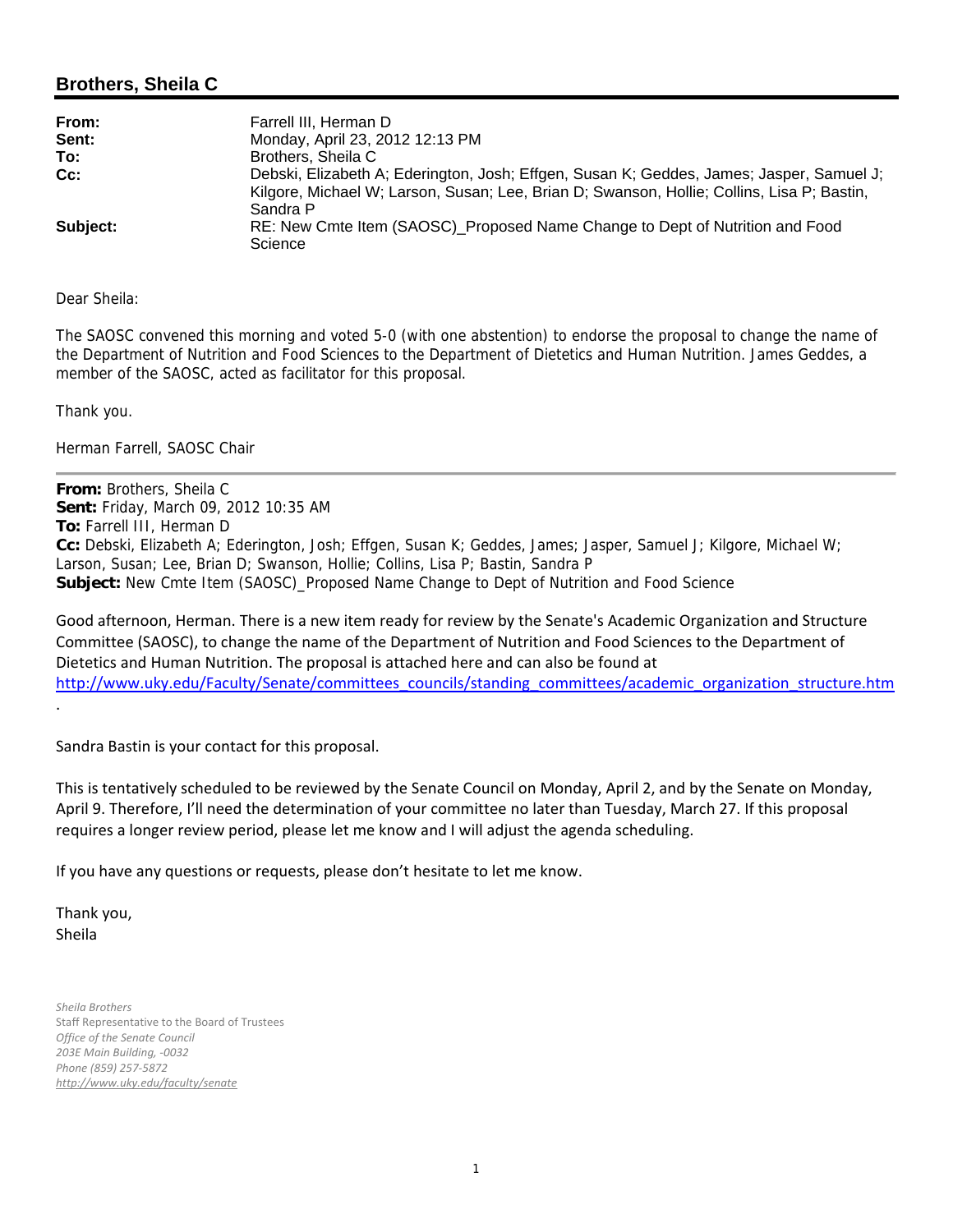## Brothers, Sheila C

**From:** Farrell III, Herman D
**Sent:** Monday, April 23, 2012 12:13 PM
**To:** Brothers, Sheila C
**Cc:** Debski, Elizabeth A; Ederington, Josh; Effgen, Susan K; Geddes, James; Jasper, Samuel J; Kilgore, Michael W; Larson, Susan; Lee, Brian D; Swanson, Hollie; Collins, Lisa P; Bastin, Sandra P
**Subject:** RE: New Cmte Item (SAOSC)_Proposed Name Change to Dept of Nutrition and Food Science

Dear Sheila:

The SAOSC convened this morning and voted 5-0 (with one abstention) to endorse the proposal to change the name of the Department of Nutrition and Food Sciences to the Department of Dietetics and Human Nutrition. James Geddes, a member of the SAOSC, acted as facilitator for this proposal.

Thank you.

Herman Farrell, SAOSC Chair

---

**From:** Brothers, Sheila C
**Sent:** Friday, March 09, 2012 10:35 AM
**To:** Farrell III, Herman D
**Cc:** Debski, Elizabeth A; Ederington, Josh; Effgen, Susan K; Geddes, James; Jasper, Samuel J; Kilgore, Michael W; Larson, Susan; Lee, Brian D; Swanson, Hollie; Collins, Lisa P; Bastin, Sandra P
**Subject:** New Cmte Item (SAOSC)_Proposed Name Change to Dept of Nutrition and Food Science

Good afternoon, Herman. There is a new item ready for review by the Senate's Academic Organization and Structure Committee (SAOSC), to change the name of the Department of Nutrition and Food Sciences to the Department of Dietetics and Human Nutrition. The proposal is attached here and can also be found at http://www.uky.edu/Faculty/Senate/committees_councils/standing_committees/academic_organization_structure.htm.

Sandra Bastin is your contact for this proposal.

This is tentatively scheduled to be reviewed by the Senate Council on Monday, April 2, and by the Senate on Monday, April 9. Therefore, I'll need the determination of your committee no later than Tuesday, March 27. If this proposal requires a longer review period, please let me know and I will adjust the agenda scheduling.

If you have any questions or requests, please don't hesitate to let me know.

Thank you,
Sheila

*Sheila Brothers*
Staff Representative to the Board of Trustees
*Office of the Senate Council*
*203E Main Building, -0032*
*Phone (859) 257-5872*
*http://www.uky.edu/faculty/senate*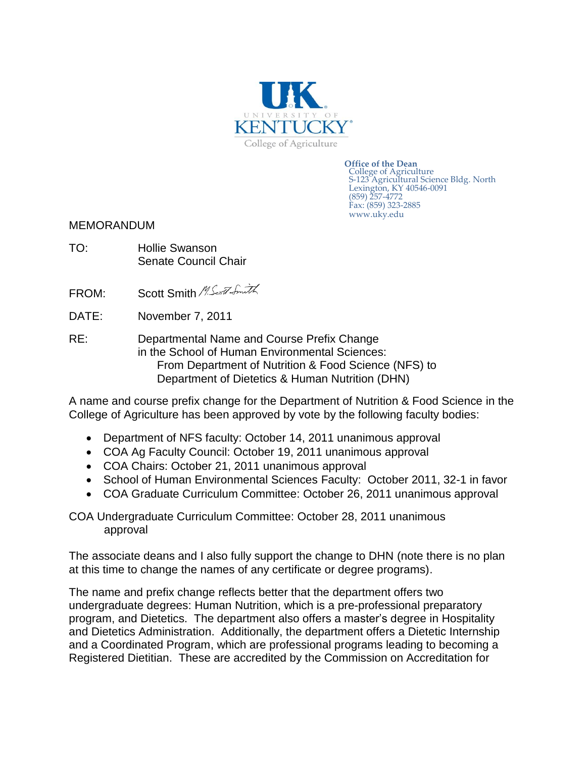UK
UNIVERSITY OF
KENTUCKY
College of Agriculture

**Office of the Dean**
College of Agriculture
S-123 Agricultural Science Bldg. North
Lexington, KY 40546-0091
(859) 257-4772
Fax: (859) 323-2885
www.uky.edu

MEMORANDUM

TO: Hollie Swanson
Senate Council Chair

FROM: Scott Smith

DATE: November 7, 2011

RE: Departmental Name and Course Prefix Change
in the School of Human Environmental Sciences:
From Department of Nutrition & Food Science (NFS) to
Department of Dietetics & Human Nutrition (DHN)

A name and course prefix change for the Department of Nutrition & Food Science in the College of Agriculture has been approved by vote by the following faculty bodies:

- Department of NFS faculty: October 14, 2011 unanimous approval
- COA Ag Faculty Council: October 19, 2011 unanimous approval
- COA Chairs: October 21, 2011 unanimous approval
- School of Human Environmental Sciences Faculty: October 2011, 32-1 in favor
- COA Graduate Curriculum Committee: October 26, 2011 unanimous approval

COA Undergraduate Curriculum Committee: October 28, 2011 unanimous approval

The associate deans and I also fully support the change to DHN (note there is no plan at this time to change the names of any certificate or degree programs).

The name and prefix change reflects better that the department offers two undergraduate degrees: Human Nutrition, which is a pre-professional preparatory program, and Dietetics. The department also offers a master's degree in Hospitality and Dietetics Administration. Additionally, the department offers a Dietetic Internship and a Coordinated Program, which are professional programs leading to becoming a Registered Dietitian. These are accredited by the Commission on Accreditation for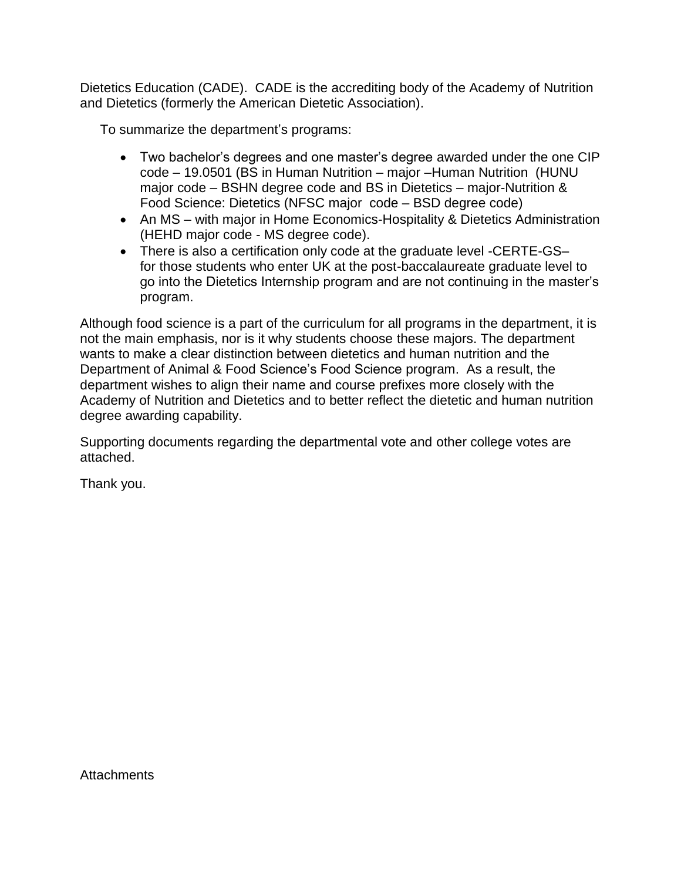Dietetics Education (CADE). CADE is the accrediting body of the Academy of Nutrition and Dietetics (formerly the American Dietetic Association).

To summarize the department's programs:

- Two bachelor's degrees and one master's degree awarded under the one CIP code – 19.0501 (BS in Human Nutrition – major –Human Nutrition (HUNU major code – BSHN degree code and BS in Dietetics – major-Nutrition & Food Science: Dietetics (NFSC major code – BSD degree code)
- An MS – with major in Home Economics-Hospitality & Dietetics Administration (HEHD major code - MS degree code).
- There is also a certification only code at the graduate level -CERTE-GS– for those students who enter UK at the post-baccalaureate graduate level to go into the Dietetics Internship program and are not continuing in the master's program.

Although food science is a part of the curriculum for all programs in the department, it is not the main emphasis, nor is it why students choose these majors. The department wants to make a clear distinction between dietetics and human nutrition and the Department of Animal & Food Science's Food Science program. As a result, the department wishes to align their name and course prefixes more closely with the Academy of Nutrition and Dietetics and to better reflect the dietetic and human nutrition degree awarding capability.

Supporting documents regarding the departmental vote and other college votes are attached.

Thank you.

Attachments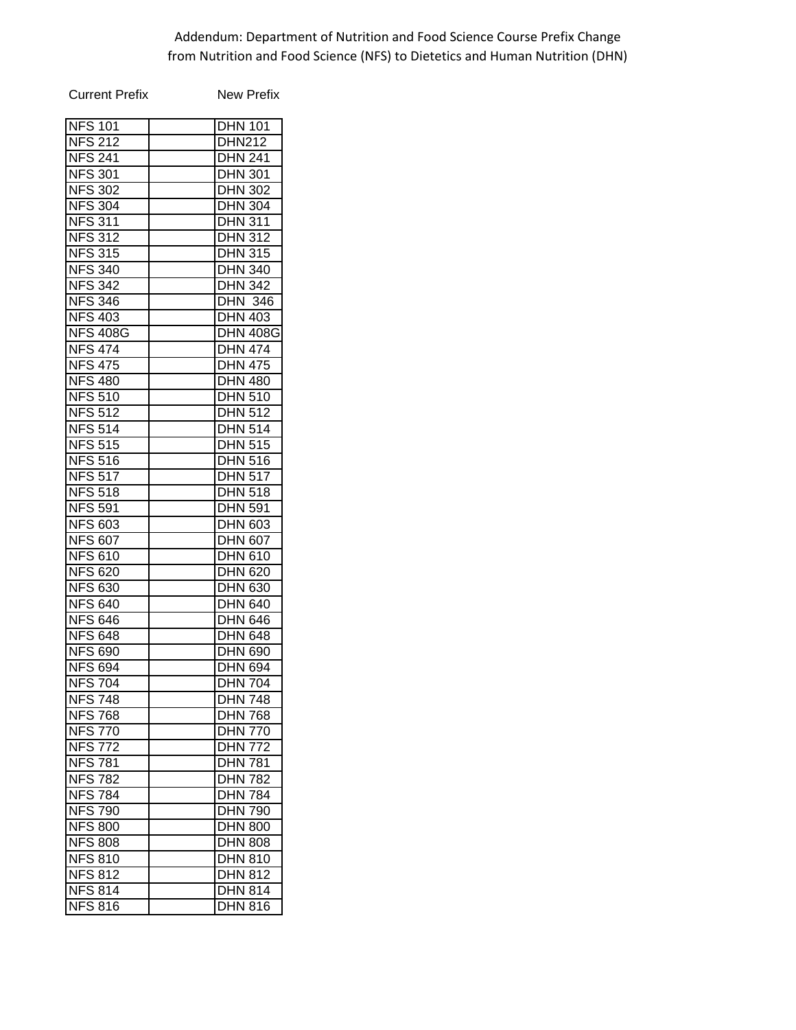Addendum: Department of Nutrition and Food Science Course Prefix Change
from Nutrition and Food Science (NFS) to Dietetics and Human Nutrition (DHN)

| Current Prefix | | New Prefix |
|---|---|---|
| NFS 101 | | DHN 101 |
| NFS 212 | | DHN212 |
| NFS 241 | | DHN 241 |
| NFS 301 | | DHN 301 |
| NFS 302 | | DHN 302 |
| NFS 304 | | DHN 304 |
| NFS 311 | | DHN 311 |
| NFS 312 | | DHN 312 |
| NFS 315 | | DHN 315 |
| NFS 340 | | DHN 340 |
| NFS 342 | | DHN 342 |
| NFS 346 | | DHN  346 |
| NFS 403 | | DHN 403 |
| NFS 408G | | DHN 408G |
| NFS 474 | | DHN 474 |
| NFS 475 | | DHN 475 |
| NFS 480 | | DHN 480 |
| NFS 510 | | DHN 510 |
| NFS 512 | | DHN 512 |
| NFS 514 | | DHN 514 |
| NFS 515 | | DHN 515 |
| NFS 516 | | DHN 516 |
| NFS 517 | | DHN 517 |
| NFS 518 | | DHN 518 |
| NFS 591 | | DHN 591 |
| NFS 603 | | DHN 603 |
| NFS 607 | | DHN 607 |
| NFS 610 | | DHN 610 |
| NFS 620 | | DHN 620 |
| NFS 630 | | DHN 630 |
| NFS 640 | | DHN 640 |
| NFS 646 | | DHN 646 |
| NFS 648 | | DHN 648 |
| NFS 690 | | DHN 690 |
| NFS 694 | | DHN 694 |
| NFS 704 | | DHN 704 |
| NFS 748 | | DHN 748 |
| NFS 768 | | DHN 768 |
| NFS 770 | | DHN 770 |
| NFS 772 | | DHN 772 |
| NFS 781 | | DHN 781 |
| NFS 782 | | DHN 782 |
| NFS 784 | | DHN 784 |
| NFS 790 | | DHN 790 |
| NFS 800 | | DHN 800 |
| NFS 808 | | DHN 808 |
| NFS 810 | | DHN 810 |
| NFS 812 | | DHN 812 |
| NFS 814 | | DHN 814 |
| NFS 816 | | DHN 816 |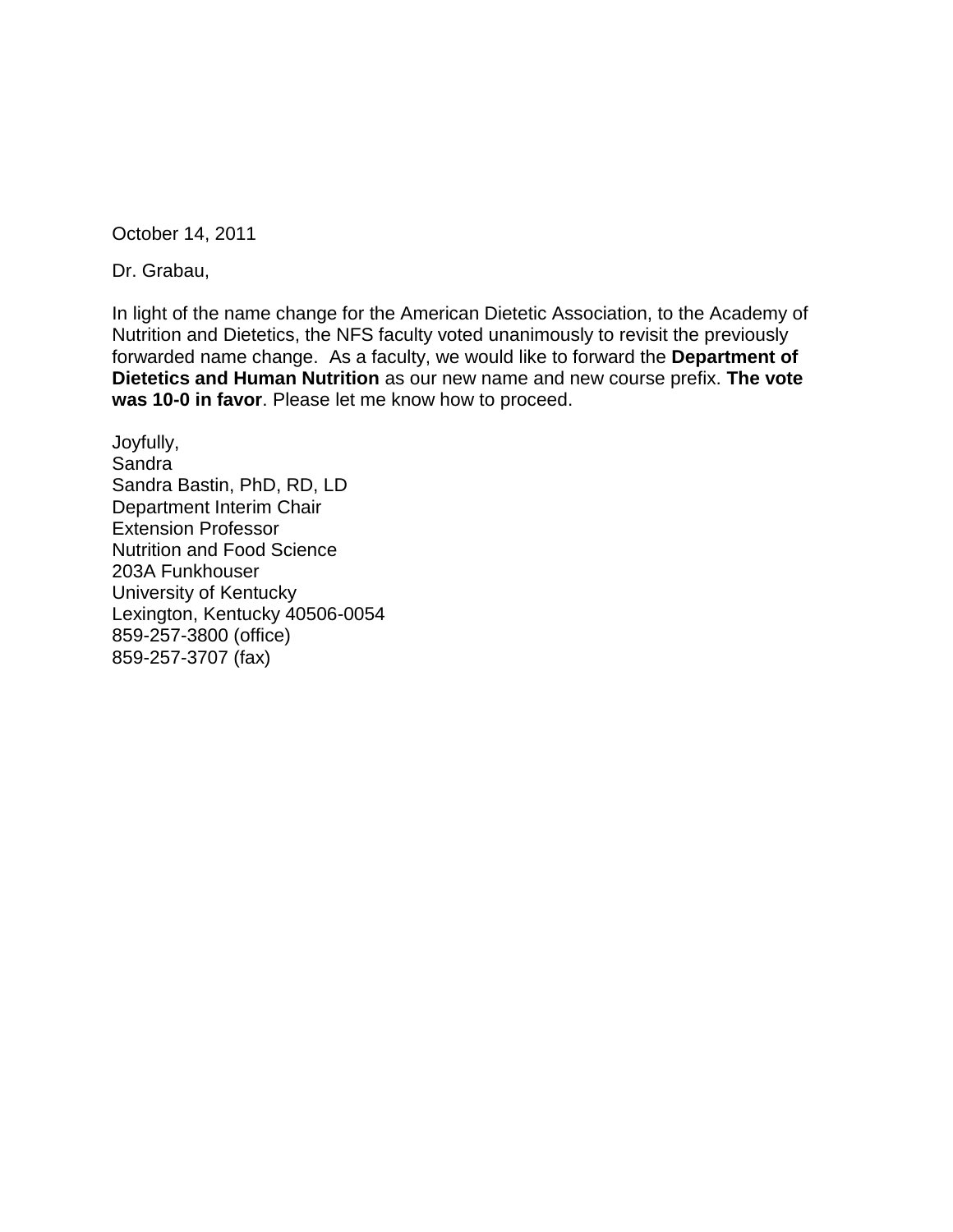October 14, 2011

Dr. Grabau,

In light of the name change for the American Dietetic Association, to the Academy of Nutrition and Dietetics, the NFS faculty voted unanimously to revisit the previously forwarded name change.  As a faculty, we would like to forward the **Department of Dietetics and Human Nutrition** as our new name and new course prefix. **The vote was 10-0 in favor**. Please let me know how to proceed.

Joyfully,
Sandra
Sandra Bastin, PhD, RD, LD
Department Interim Chair
Extension Professor
Nutrition and Food Science
203A Funkhouser
University of Kentucky
Lexington, Kentucky 40506-0054
859-257-3800 (office)
859-257-3707 (fax)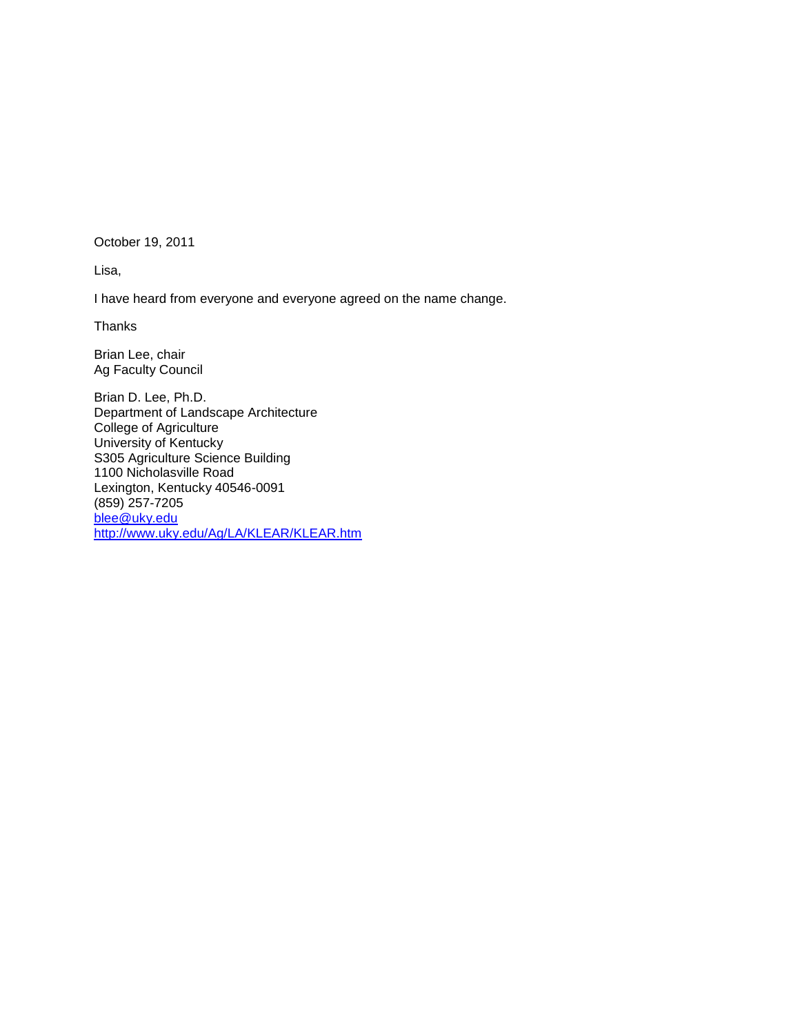October 19, 2011

Lisa,

I have heard from everyone and everyone agreed on the name change.

Thanks

Brian Lee, chair
Ag Faculty Council

Brian D. Lee, Ph.D.
Department of Landscape Architecture
College of Agriculture
University of Kentucky
S305 Agriculture Science Building
1100 Nicholasville Road
Lexington, Kentucky 40546-0091
(859) 257-7205
blee@uky.edu
http://www.uky.edu/Ag/LA/KLEAR/KLEAR.htm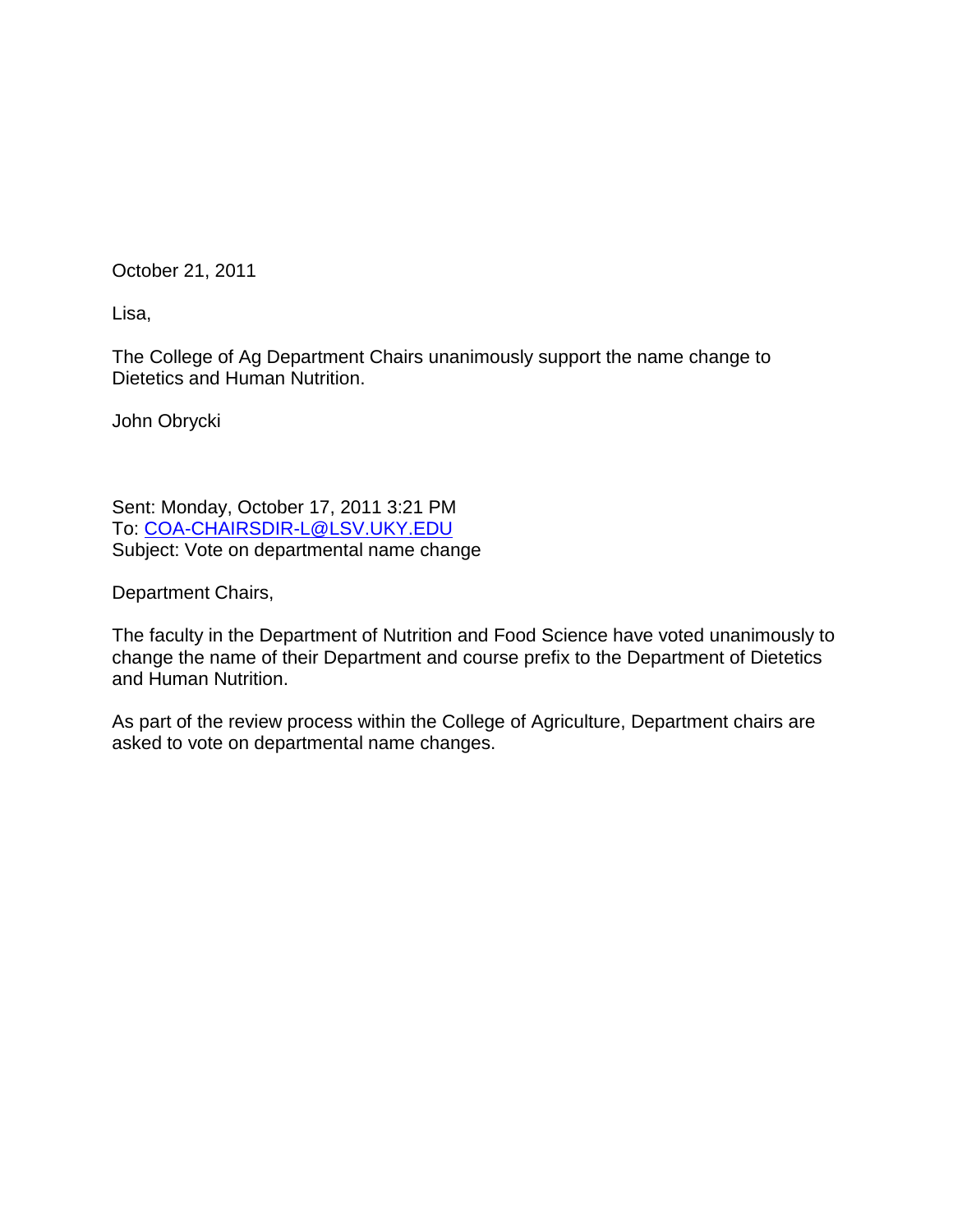October 21, 2011

Lisa,

The College of Ag Department Chairs unanimously support the name change to Dietetics and Human Nutrition.

John Obrycki

Sent: Monday, October 17, 2011 3:21 PM
To: COA-CHAIRSDIR-L@LSV.UKY.EDU
Subject: Vote on departmental name change

Department Chairs,

The faculty in the Department of Nutrition and Food Science have voted unanimously to change the name of their Department and course prefix to the Department of Dietetics and Human Nutrition.

As part of the review process within the College of Agriculture, Department chairs are asked to vote on departmental name changes.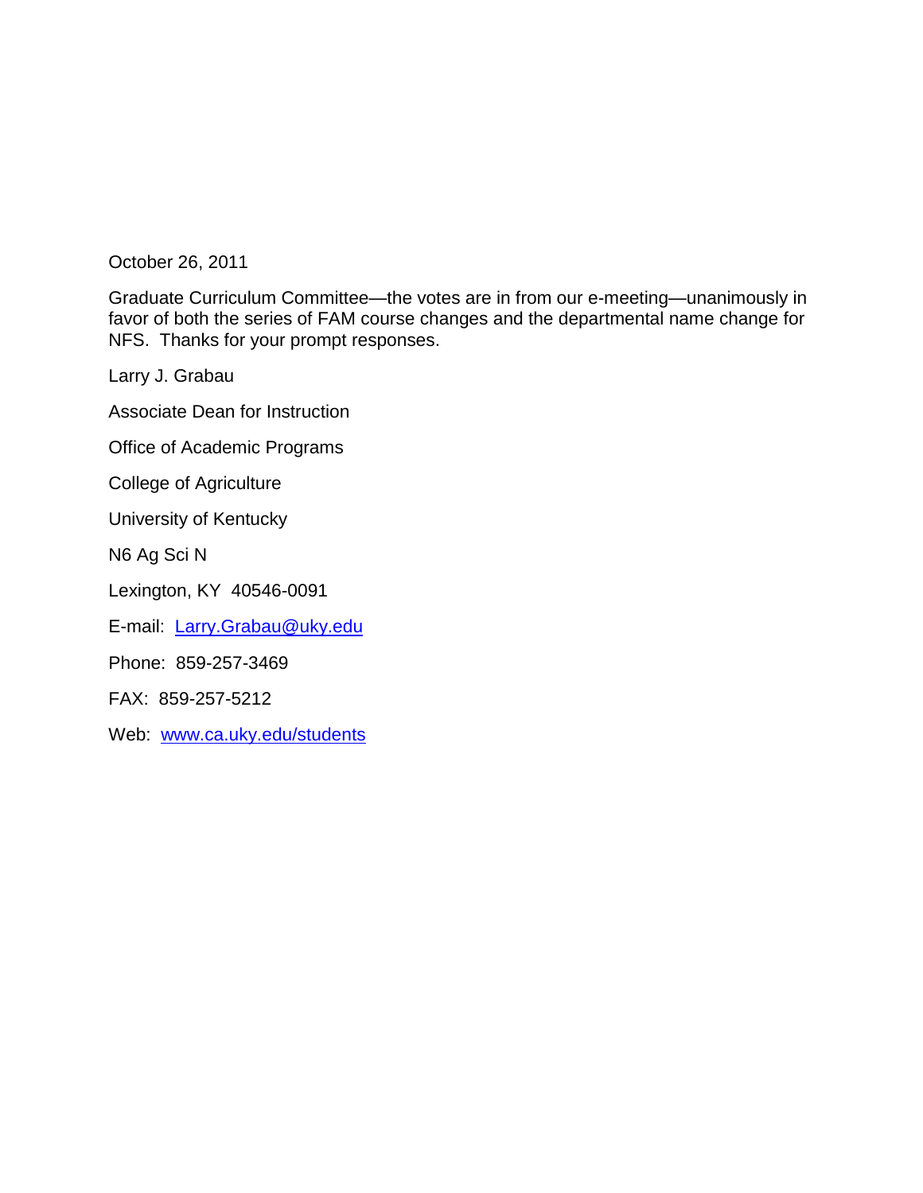October 26, 2011

Graduate Curriculum Committee—the votes are in from our e-meeting—unanimously in favor of both the series of FAM course changes and the departmental name change for NFS. Thanks for your prompt responses.

Larry J. Grabau

Associate Dean for Instruction

Office of Academic Programs

College of Agriculture

University of Kentucky

N6 Ag Sci N

Lexington, KY 40546-0091

E-mail: Larry.Grabau@uky.edu

Phone: 859-257-3469

FAX: 859-257-5212

Web: www.ca.uky.edu/students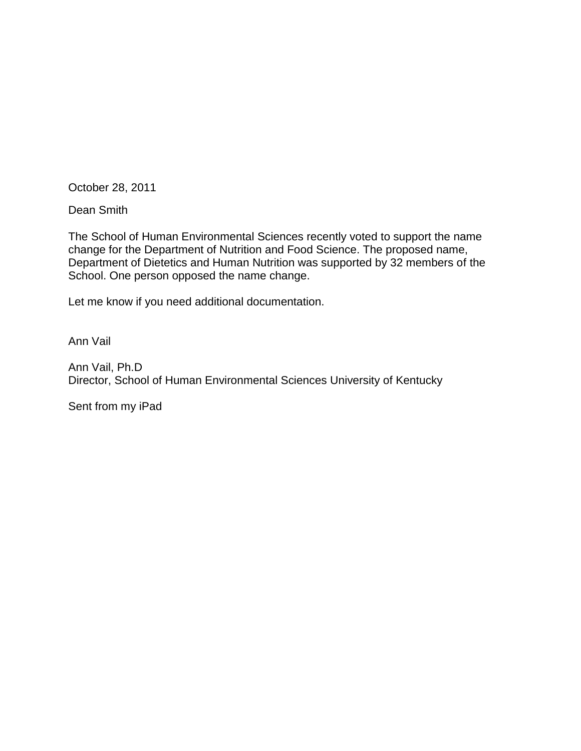October 28, 2011

Dean Smith

The School of Human Environmental Sciences recently voted to support the name change for the Department of Nutrition and Food Science. The proposed name, Department of Dietetics and Human Nutrition was supported by 32 members of the School. One person opposed the name change.

Let me know if you need additional documentation.

Ann Vail

Ann Vail, Ph.D
Director, School of Human Environmental Sciences University of Kentucky

Sent from my iPad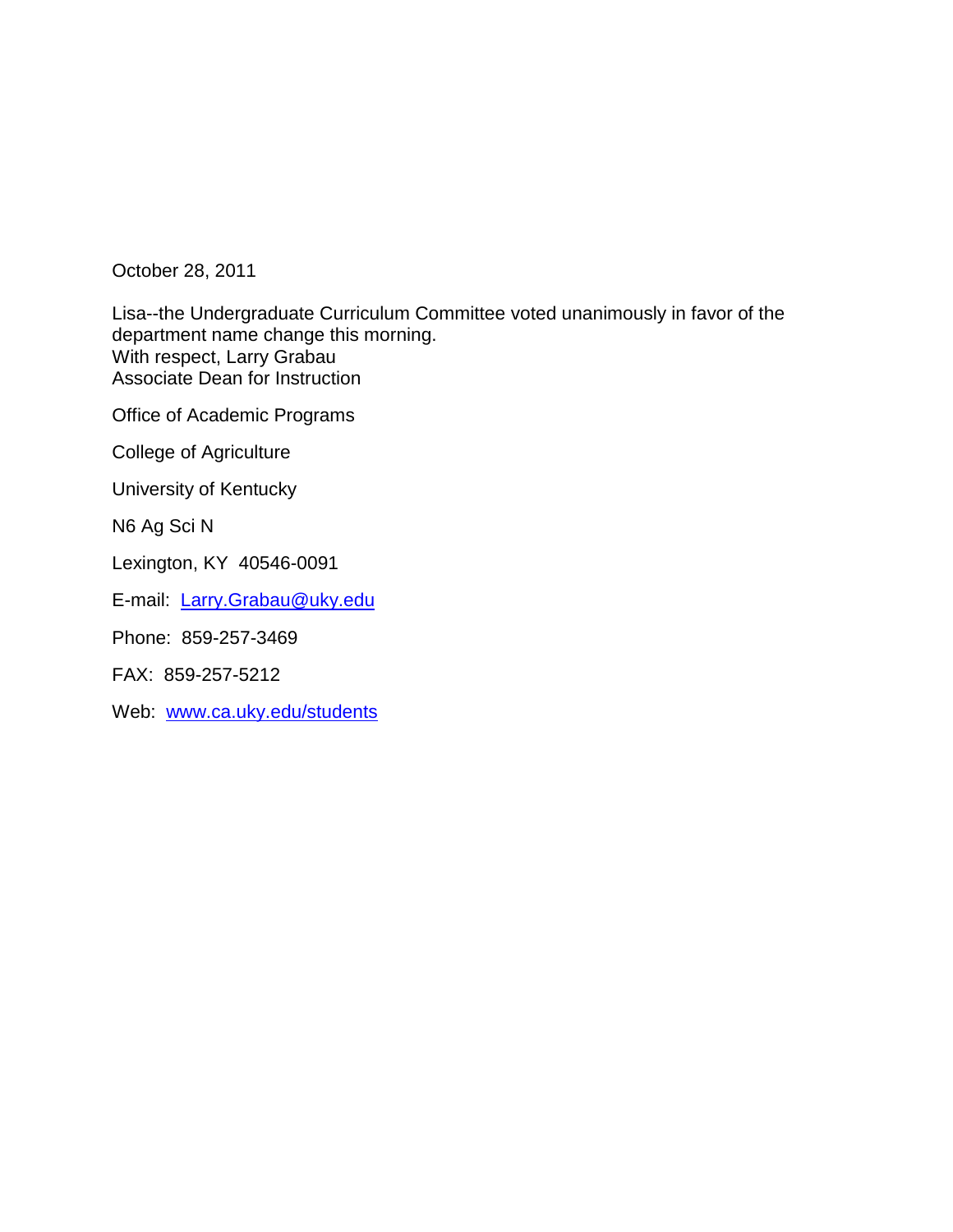October 28, 2011

Lisa--the Undergraduate Curriculum Committee voted unanimously in favor of the department name change this morning.
With respect, Larry Grabau
Associate Dean for Instruction

Office of Academic Programs

College of Agriculture

University of Kentucky

N6 Ag Sci N

Lexington, KY  40546-0091

E-mail:  Larry.Grabau@uky.edu

Phone:  859-257-3469

FAX:  859-257-5212

Web:  www.ca.uky.edu/students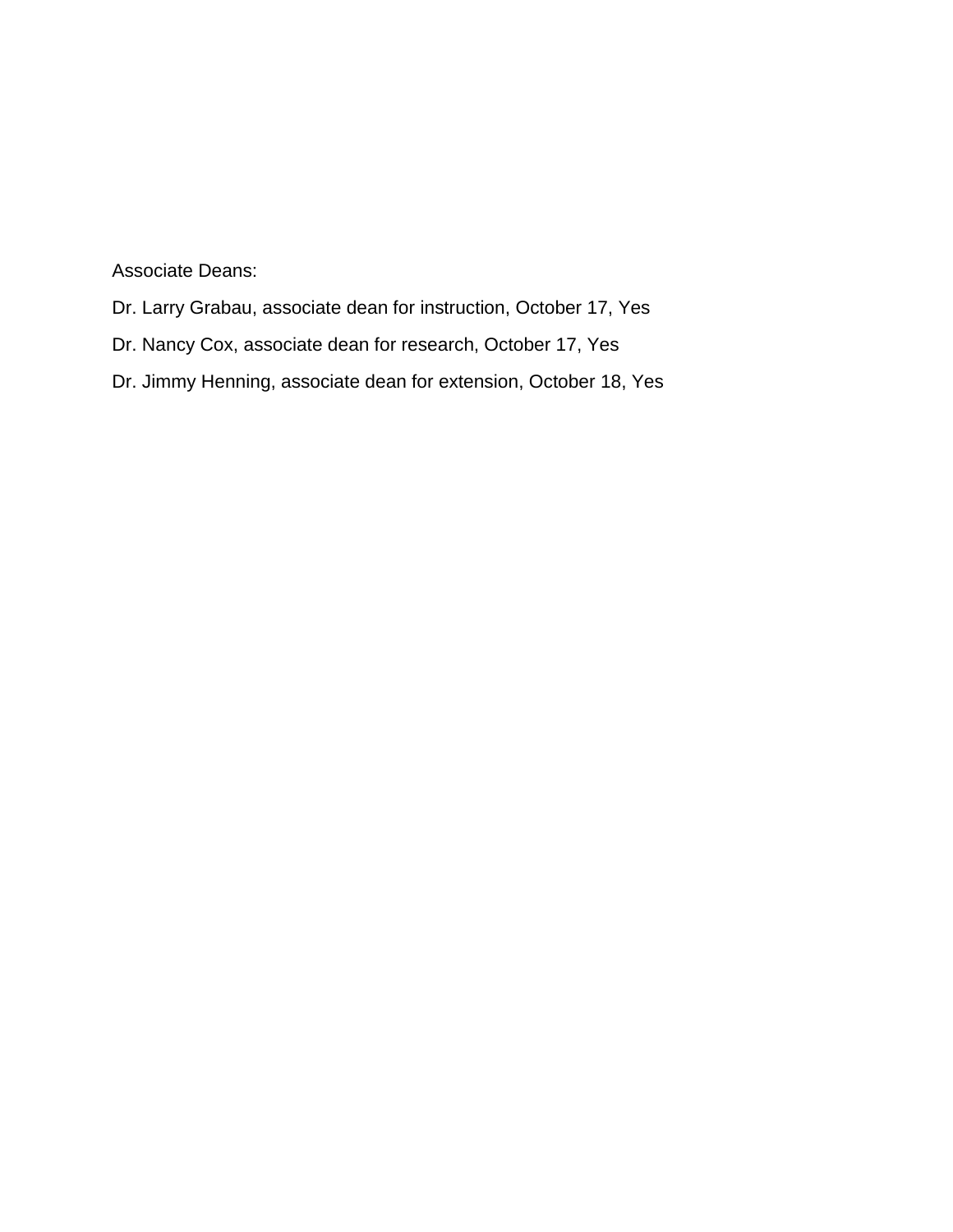Associate Deans:

Dr. Larry Grabau, associate dean for instruction, October 17, Yes

Dr. Nancy Cox, associate dean for research, October 17, Yes

Dr. Jimmy Henning, associate dean for extension, October 18, Yes